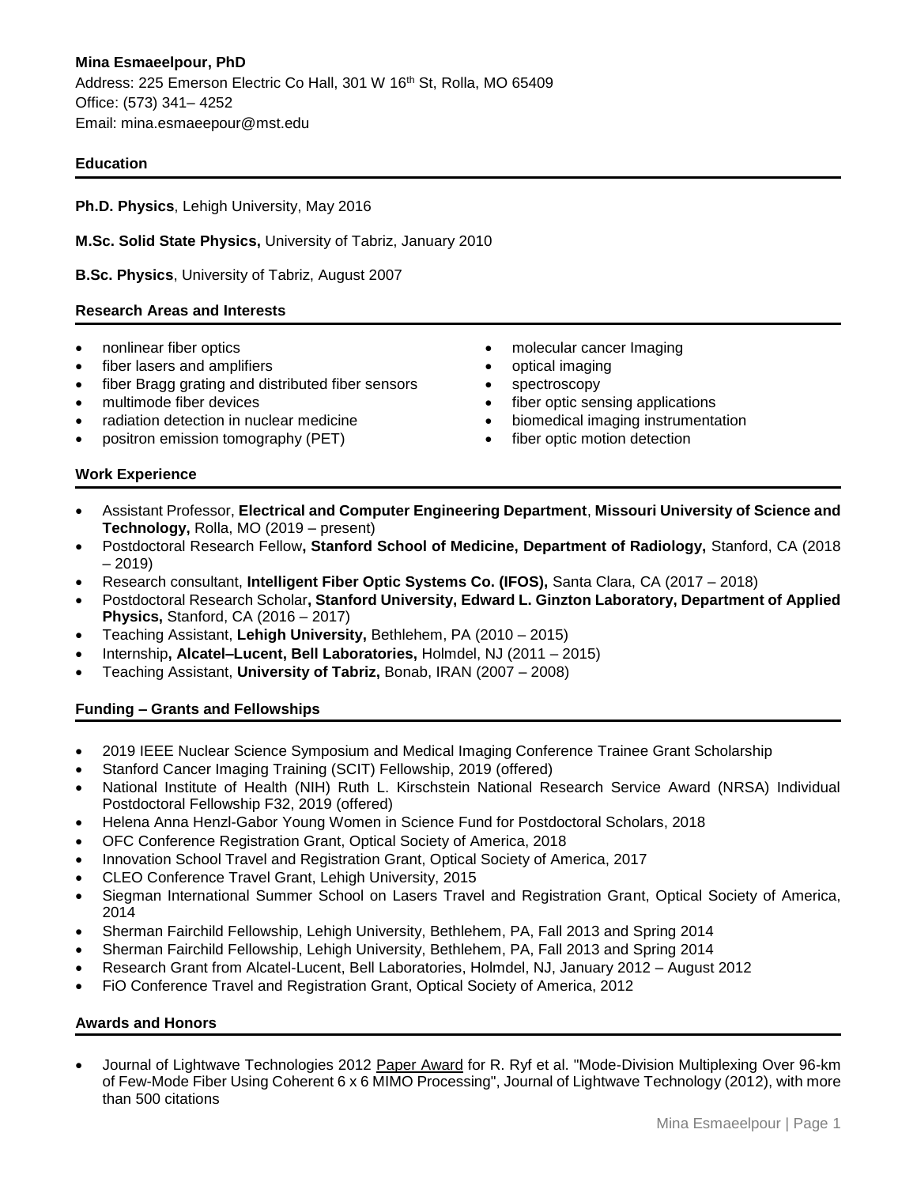**Mina Esmaeelpour, PhD**
Address: 225 Emerson Electric Co Hall, 301 W 16th St, Rolla, MO 65409
Office: (573) 341– 4252
Email: mina.esmaeepour@mst.edu

## Education

**Ph.D. Physics**, Lehigh University, May 2016

**M.Sc. Solid State Physics,** University of Tabriz, January 2010

**B.Sc. Physics**, University of Tabriz, August 2007

## Research Areas and Interests

- nonlinear fiber optics
- fiber lasers and amplifiers
- fiber Bragg grating and distributed fiber sensors
- multimode fiber devices
- radiation detection in nuclear medicine
- positron emission tomography (PET)
- molecular cancer Imaging
- optical imaging
- spectroscopy
- fiber optic sensing applications
- biomedical imaging instrumentation
- fiber optic motion detection

## Work Experience

- Assistant Professor, **Electrical and Computer Engineering Department**, **Missouri University of Science and Technology,** Rolla, MO (2019 – present)
- Postdoctoral Research Fellow**, Stanford School of Medicine, Department of Radiology,** Stanford, CA (2018 – 2019)
- Research consultant, **Intelligent Fiber Optic Systems Co. (IFOS),** Santa Clara, CA (2017 – 2018)
- Postdoctoral Research Scholar**, Stanford University, Edward L. Ginzton Laboratory, Department of Applied Physics,** Stanford, CA (2016 – 2017)
- Teaching Assistant, **Lehigh University,** Bethlehem, PA (2010 – 2015)
- Internship**, Alcatel–Lucent, Bell Laboratories,** Holmdel, NJ (2011 – 2015)
- Teaching Assistant, **University of Tabriz,** Bonab, IRAN (2007 – 2008)

## Funding – Grants and Fellowships

- 2019 IEEE Nuclear Science Symposium and Medical Imaging Conference Trainee Grant Scholarship
- Stanford Cancer Imaging Training (SCIT) Fellowship, 2019 (offered)
- National Institute of Health (NIH) Ruth L. Kirschstein National Research Service Award (NRSA) Individual Postdoctoral Fellowship F32, 2019 (offered)
- Helena Anna Henzl-Gabor Young Women in Science Fund for Postdoctoral Scholars, 2018
- OFC Conference Registration Grant, Optical Society of America, 2018
- Innovation School Travel and Registration Grant, Optical Society of America, 2017
- CLEO Conference Travel Grant, Lehigh University, 2015
- Siegman International Summer School on Lasers Travel and Registration Grant, Optical Society of America, 2014
- Sherman Fairchild Fellowship, Lehigh University, Bethlehem, PA, Fall 2013 and Spring 2014
- Sherman Fairchild Fellowship, Lehigh University, Bethlehem, PA, Fall 2013 and Spring 2014
- Research Grant from Alcatel-Lucent, Bell Laboratories, Holmdel, NJ, January 2012 – August 2012
- FiO Conference Travel and Registration Grant, Optical Society of America, 2012

## Awards and Honors

- Journal of Lightwave Technologies 2012 Paper Award for R. Ryf et al. "Mode-Division Multiplexing Over 96-km of Few-Mode Fiber Using Coherent 6 x 6 MIMO Processing", Journal of Lightwave Technology (2012), with more than 500 citations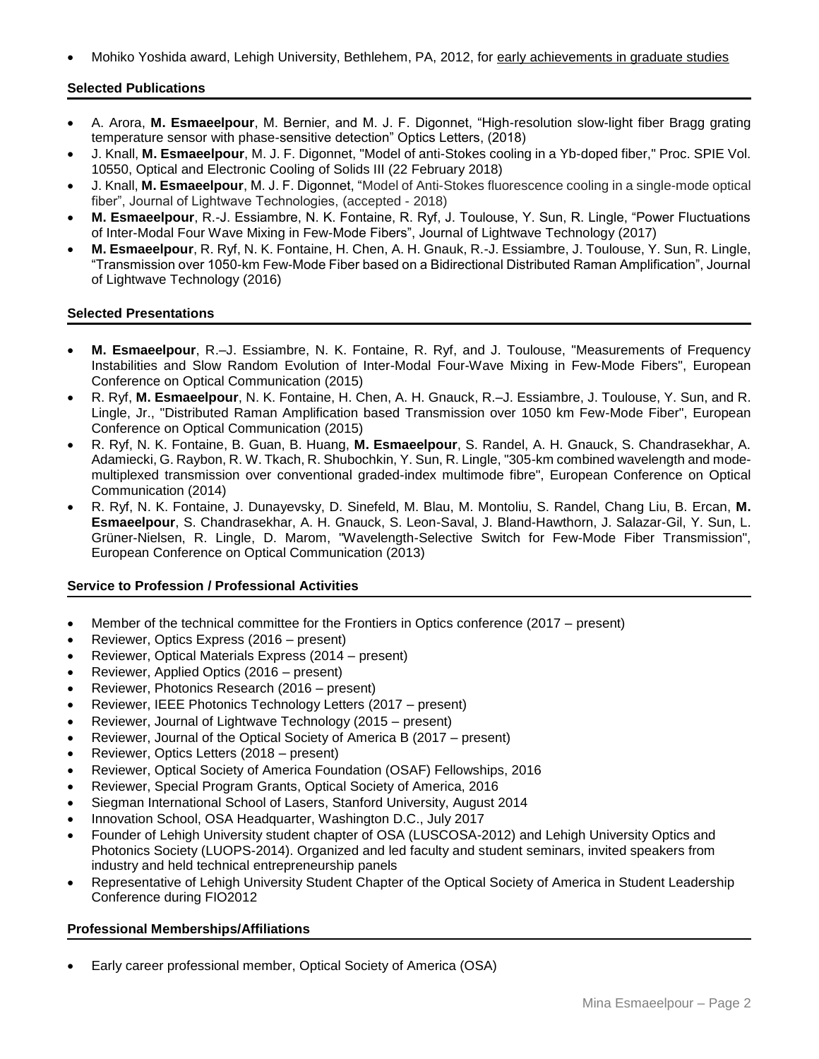- Mohiko Yoshida award, Lehigh University, Bethlehem, PA, 2012, for early achievements in graduate studies

### Selected Publications

- A. Arora, **M. Esmaeelpour**, M. Bernier, and M. J. F. Digonnet, "High-resolution slow-light fiber Bragg grating temperature sensor with phase-sensitive detection" Optics Letters, (2018)
- J. Knall, **M. Esmaeelpour**, M. J. F. Digonnet, "Model of anti-Stokes cooling in a Yb-doped fiber," Proc. SPIE Vol. 10550, Optical and Electronic Cooling of Solids III (22 February 2018)
- J. Knall, **M. Esmaeelpour**, M. J. F. Digonnet, "Model of Anti-Stokes fluorescence cooling in a single-mode optical fiber", Journal of Lightwave Technologies, (accepted - 2018)
- **M. Esmaeelpour**, R.-J. Essiambre, N. K. Fontaine, R. Ryf, J. Toulouse, Y. Sun, R. Lingle, "Power Fluctuations of Inter-Modal Four Wave Mixing in Few-Mode Fibers", Journal of Lightwave Technology (2017)
- **M. Esmaeelpour**, R. Ryf, N. K. Fontaine, H. Chen, A. H. Gnauk, R.-J. Essiambre, J. Toulouse, Y. Sun, R. Lingle, "Transmission over 1050-km Few-Mode Fiber based on a Bidirectional Distributed Raman Amplification", Journal of Lightwave Technology (2016)

### Selected Presentations

- **M. Esmaeelpour**, R.–J. Essiambre, N. K. Fontaine, R. Ryf, and J. Toulouse, "Measurements of Frequency Instabilities and Slow Random Evolution of Inter-Modal Four-Wave Mixing in Few-Mode Fibers", European Conference on Optical Communication (2015)
- R. Ryf, **M. Esmaeelpour**, N. K. Fontaine, H. Chen, A. H. Gnauck, R.–J. Essiambre, J. Toulouse, Y. Sun, and R. Lingle, Jr., "Distributed Raman Amplification based Transmission over 1050 km Few-Mode Fiber", European Conference on Optical Communication (2015)
- R. Ryf, N. K. Fontaine, B. Guan, B. Huang, **M. Esmaeelpour**, S. Randel, A. H. Gnauck, S. Chandrasekhar, A. Adamiecki, G. Raybon, R. W. Tkach, R. Shubochkin, Y. Sun, R. Lingle, "305-km combined wavelength and mode-multiplexed transmission over conventional graded-index multimode fibre", European Conference on Optical Communication (2014)
- R. Ryf, N. K. Fontaine, J. Dunayevsky, D. Sinefeld, M. Blau, M. Montoliu, S. Randel, Chang Liu, B. Ercan, **M. Esmaeelpour**, S. Chandrasekhar, A. H. Gnauck, S. Leon-Saval, J. Bland-Hawthorn, J. Salazar-Gil, Y. Sun, L. Grüner-Nielsen, R. Lingle, D. Marom, "Wavelength-Selective Switch for Few-Mode Fiber Transmission", European Conference on Optical Communication (2013)

### Service to Profession / Professional Activities

- Member of the technical committee for the Frontiers in Optics conference (2017 – present)
- Reviewer, Optics Express (2016 – present)
- Reviewer, Optical Materials Express (2014 – present)
- Reviewer, Applied Optics (2016 – present)
- Reviewer, Photonics Research (2016 – present)
- Reviewer, IEEE Photonics Technology Letters (2017 – present)
- Reviewer, Journal of Lightwave Technology (2015 – present)
- Reviewer, Journal of the Optical Society of America B (2017 – present)
- Reviewer, Optics Letters (2018 – present)
- Reviewer, Optical Society of America Foundation (OSAF) Fellowships, 2016
- Reviewer, Special Program Grants, Optical Society of America, 2016
- Siegman International School of Lasers, Stanford University, August 2014
- Innovation School, OSA Headquarter, Washington D.C., July 2017
- Founder of Lehigh University student chapter of OSA (LUSCOSA-2012) and Lehigh University Optics and Photonics Society (LUOPS-2014). Organized and led faculty and student seminars, invited speakers from industry and held technical entrepreneurship panels
- Representative of Lehigh University Student Chapter of the Optical Society of America in Student Leadership Conference during FIO2012

### Professional Memberships/Affiliations

- Early career professional member, Optical Society of America (OSA)